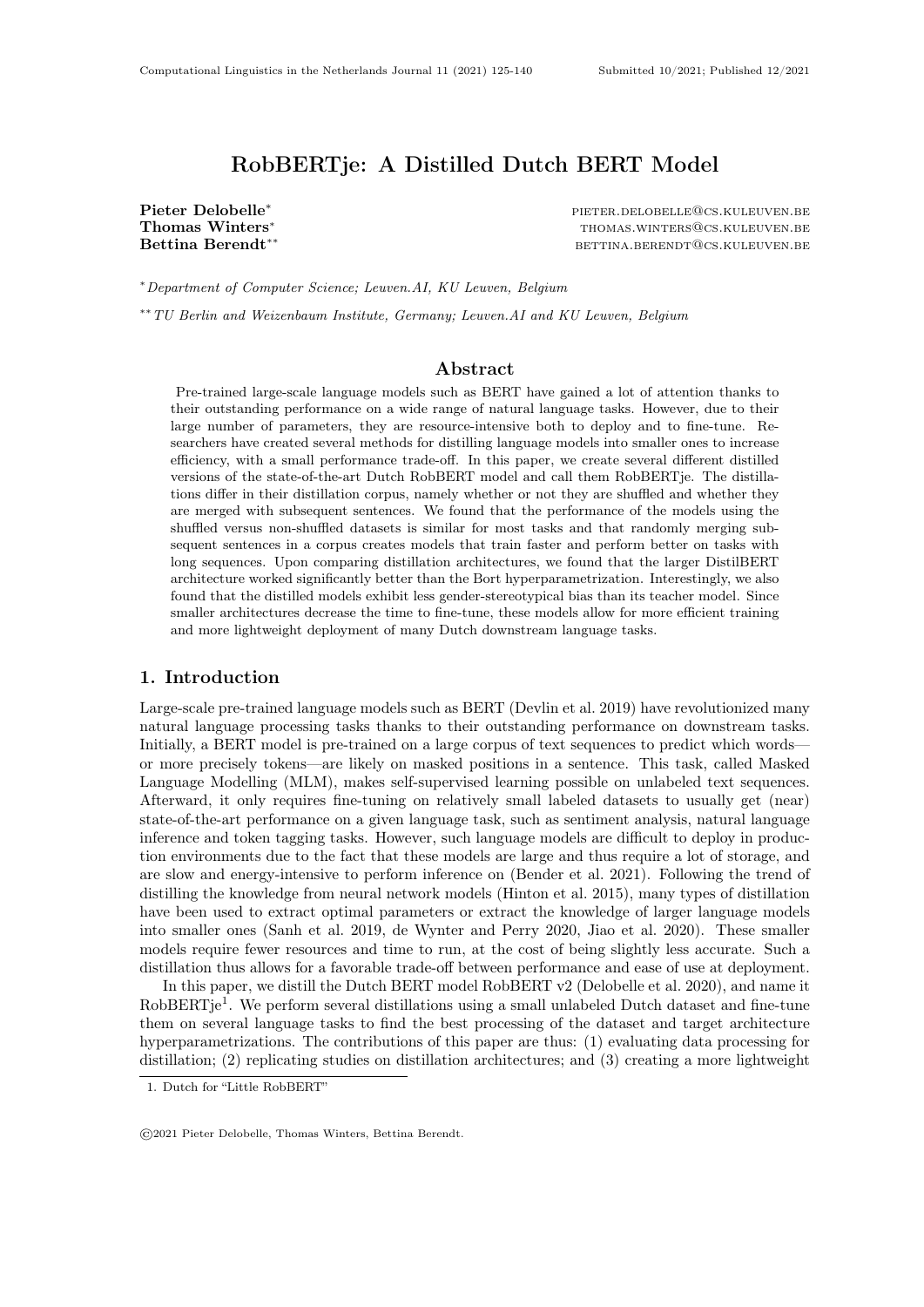# RobBERTje: A Distilled Dutch BERT Model

**Pieter Delobelle**[*] pieter.delobelle@cs.kuleuven.be
**Thomas Winters**[*] thomas.winters@cs.kuleuven.be
**Bettina Berendt**[**] bettina.berendt@cs.kuleuven.be

[*] *Department of Computer Science; Leuven.AI, KU Leuven, Belgium*

[**] *TU Berlin and Weizenbaum Institute, Germany; Leuven.AI and KU Leuven, Belgium*

## Abstract

Pre-trained large-scale language models such as BERT have gained a lot of attention thanks to their outstanding performance on a wide range of natural language tasks. However, due to their large number of parameters, they are resource-intensive both to deploy and to fine-tune. Researchers have created several methods for distilling language models into smaller ones to increase efficiency, with a small performance trade-off. In this paper, we create several different distilled versions of the state-of-the-art Dutch RobBERT model and call them RobBERTje. The distillations differ in their distillation corpus, namely whether or not they are shuffled and whether they are merged with subsequent sentences. We found that the performance of the models using the shuffled versus non-shuffled datasets is similar for most tasks and that randomly merging subsequent sentences in a corpus creates models that train faster and perform better on tasks with long sequences. Upon comparing distillation architectures, we found that the larger DistilBERT architecture worked significantly better than the Bort hyperparametrization. Interestingly, we also found that the distilled models exhibit less gender-stereotypical bias than its teacher model. Since smaller architectures decrease the time to fine-tune, these models allow for more efficient training and more lightweight deployment of many Dutch downstream language tasks.

## 1. Introduction

Large-scale pre-trained language models such as BERT (Devlin et al. 2019) have revolutionized many natural language processing tasks thanks to their outstanding performance on downstream tasks. Initially, a BERT model is pre-trained on a large corpus of text sequences to predict which words—or more precisely tokens—are likely on masked positions in a sentence. This task, called Masked Language Modelling (MLM), makes self-supervised learning possible on unlabeled text sequences. Afterward, it only requires fine-tuning on relatively small labeled datasets to usually get (near) state-of-the-art performance on a given language task, such as sentiment analysis, natural language inference and token tagging tasks. However, such language models are difficult to deploy in production environments due to the fact that these models are large and thus require a lot of storage, and are slow and energy-intensive to perform inference on (Bender et al. 2021). Following the trend of distilling the knowledge from neural network models (Hinton et al. 2015), many types of distillation have been used to extract optimal parameters or extract the knowledge of larger language models into smaller ones (Sanh et al. 2019, de Wynter and Perry 2020, Jiao et al. 2020). These smaller models require fewer resources and time to run, at the cost of being slightly less accurate. Such a distillation thus allows for a favorable trade-off between performance and ease of use at deployment.

In this paper, we distill the Dutch BERT model RobBERT v2 (Delobelle et al. 2020), and name it RobBERTje[1]. We perform several distillations using a small unlabeled Dutch dataset and fine-tune them on several language tasks to find the best processing of the dataset and target architecture hyperparametrizations. The contributions of this paper are thus: (1) evaluating data processing for distillation; (2) replicating studies on distillation architectures; and (3) creating a more lightweight

1. Dutch for "Little RobBERT"

©2021 Pieter Delobelle, Thomas Winters, Bettina Berendt.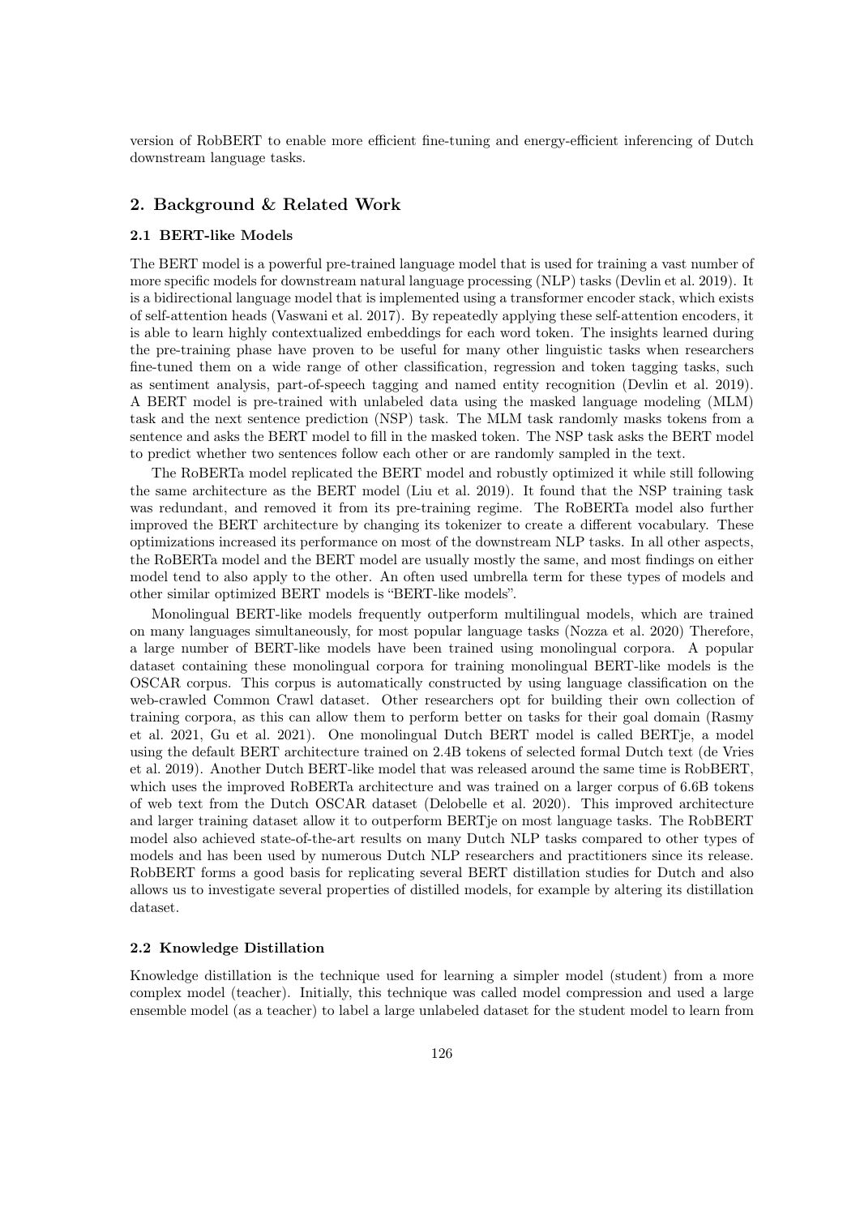version of RobBERT to enable more efficient fine-tuning and energy-efficient inferencing of Dutch downstream language tasks.

## 2. Background & Related Work

### 2.1 BERT-like Models

The BERT model is a powerful pre-trained language model that is used for training a vast number of more specific models for downstream natural language processing (NLP) tasks (Devlin et al. 2019). It is a bidirectional language model that is implemented using a transformer encoder stack, which exists of self-attention heads (Vaswani et al. 2017). By repeatedly applying these self-attention encoders, it is able to learn highly contextualized embeddings for each word token. The insights learned during the pre-training phase have proven to be useful for many other linguistic tasks when researchers fine-tuned them on a wide range of other classification, regression and token tagging tasks, such as sentiment analysis, part-of-speech tagging and named entity recognition (Devlin et al. 2019). A BERT model is pre-trained with unlabeled data using the masked language modeling (MLM) task and the next sentence prediction (NSP) task. The MLM task randomly masks tokens from a sentence and asks the BERT model to fill in the masked token. The NSP task asks the BERT model to predict whether two sentences follow each other or are randomly sampled in the text.

The RoBERTa model replicated the BERT model and robustly optimized it while still following the same architecture as the BERT model (Liu et al. 2019). It found that the NSP training task was redundant, and removed it from its pre-training regime. The RoBERTa model also further improved the BERT architecture by changing its tokenizer to create a different vocabulary. These optimizations increased its performance on most of the downstream NLP tasks. In all other aspects, the RoBERTa model and the BERT model are usually mostly the same, and most findings on either model tend to also apply to the other. An often used umbrella term for these types of models and other similar optimized BERT models is "BERT-like models".

Monolingual BERT-like models frequently outperform multilingual models, which are trained on many languages simultaneously, for most popular language tasks (Nozza et al. 2020) Therefore, a large number of BERT-like models have been trained using monolingual corpora. A popular dataset containing these monolingual corpora for training monolingual BERT-like models is the OSCAR corpus. This corpus is automatically constructed by using language classification on the web-crawled Common Crawl dataset. Other researchers opt for building their own collection of training corpora, as this can allow them to perform better on tasks for their goal domain (Rasmy et al. 2021, Gu et al. 2021). One monolingual Dutch BERT model is called BERTje, a model using the default BERT architecture trained on 2.4B tokens of selected formal Dutch text (de Vries et al. 2019). Another Dutch BERT-like model that was released around the same time is RobBERT, which uses the improved RoBERTa architecture and was trained on a larger corpus of 6.6B tokens of web text from the Dutch OSCAR dataset (Delobelle et al. 2020). This improved architecture and larger training dataset allow it to outperform BERTje on most language tasks. The RobBERT model also achieved state-of-the-art results on many Dutch NLP tasks compared to other types of models and has been used by numerous Dutch NLP researchers and practitioners since its release. RobBERT forms a good basis for replicating several BERT distillation studies for Dutch and also allows us to investigate several properties of distilled models, for example by altering its distillation dataset.

### 2.2 Knowledge Distillation

Knowledge distillation is the technique used for learning a simpler model (student) from a more complex model (teacher). Initially, this technique was called model compression and used a large ensemble model (as a teacher) to label a large unlabeled dataset for the student model to learn from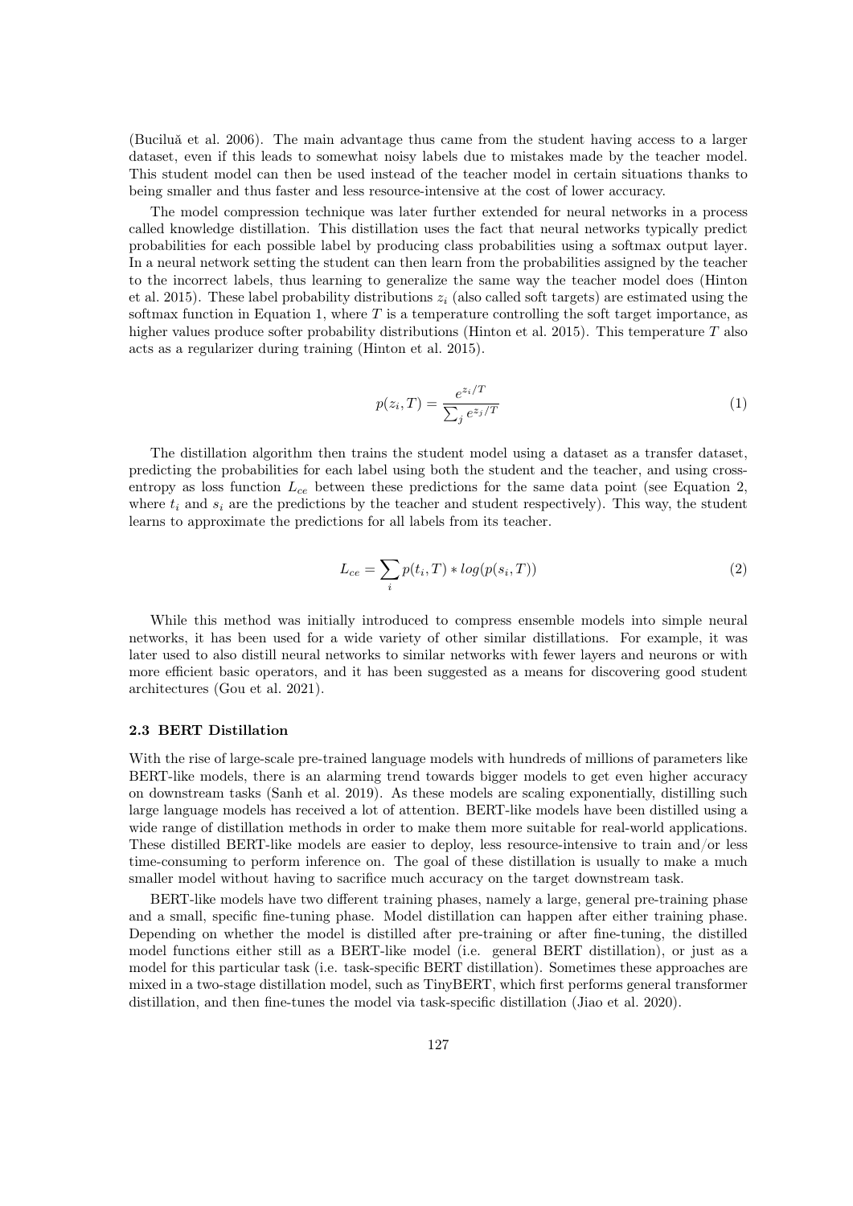(Buciluă et al. 2006). The main advantage thus came from the student having access to a larger dataset, even if this leads to somewhat noisy labels due to mistakes made by the teacher model. This student model can then be used instead of the teacher model in certain situations thanks to being smaller and thus faster and less resource-intensive at the cost of lower accuracy.

The model compression technique was later further extended for neural networks in a process called knowledge distillation. This distillation uses the fact that neural networks typically predict probabilities for each possible label by producing class probabilities using a softmax output layer. In a neural network setting the student can then learn from the probabilities assigned by the teacher to the incorrect labels, thus learning to generalize the same way the teacher model does (Hinton et al. 2015). These label probability distributions $z_i$ (also called soft targets) are estimated using the softmax function in Equation 1, where $T$ is a temperature controlling the soft target importance, as higher values produce softer probability distributions (Hinton et al. 2015). This temperature $T$ also acts as a regularizer during training (Hinton et al. 2015).

$$p(z_i, T) = \frac{e^{z_i/T}}{\sum_j e^{z_j/T}} \tag{1}$$

The distillation algorithm then trains the student model using a dataset as a transfer dataset, predicting the probabilities for each label using both the student and the teacher, and using cross-entropy as loss function $L_{ce}$ between these predictions for the same data point (see Equation 2, where $t_i$ and $s_i$ are the predictions by the teacher and student respectively). This way, the student learns to approximate the predictions for all labels from its teacher.

$$L_{ce} = \sum_i p(t_i, T) * log(p(s_i, T)) \tag{2}$$

While this method was initially introduced to compress ensemble models into simple neural networks, it has been used for a wide variety of other similar distillations. For example, it was later used to also distill neural networks to similar networks with fewer layers and neurons or with more efficient basic operators, and it has been suggested as a means for discovering good student architectures (Gou et al. 2021).

### 2.3 BERT Distillation

With the rise of large-scale pre-trained language models with hundreds of millions of parameters like BERT-like models, there is an alarming trend towards bigger models to get even higher accuracy on downstream tasks (Sanh et al. 2019). As these models are scaling exponentially, distilling such large language models has received a lot of attention. BERT-like models have been distilled using a wide range of distillation methods in order to make them more suitable for real-world applications. These distilled BERT-like models are easier to deploy, less resource-intensive to train and/or less time-consuming to perform inference on. The goal of these distillation is usually to make a much smaller model without having to sacrifice much accuracy on the target downstream task.

BERT-like models have two different training phases, namely a large, general pre-training phase and a small, specific fine-tuning phase. Model distillation can happen after either training phase. Depending on whether the model is distilled after pre-training or after fine-tuning, the distilled model functions either still as a BERT-like model (i.e. general BERT distillation), or just as a model for this particular task (i.e. task-specific BERT distillation). Sometimes these approaches are mixed in a two-stage distillation model, such as TinyBERT, which first performs general transformer distillation, and then fine-tunes the model via task-specific distillation (Jiao et al. 2020).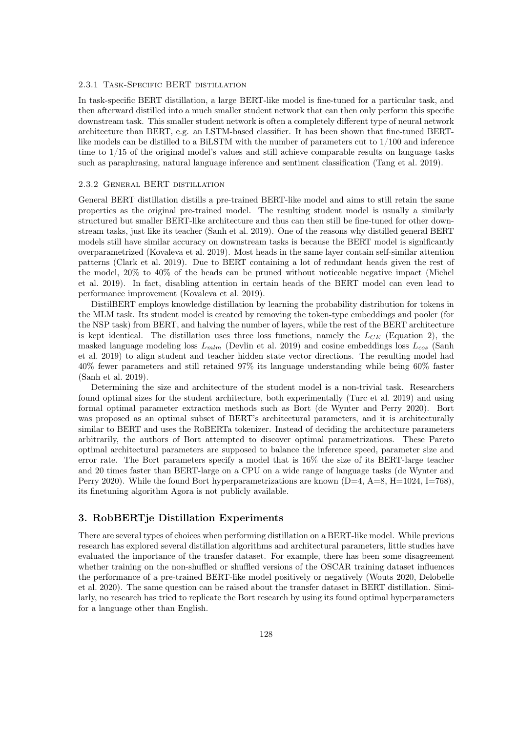#### 2.3.1 Task-Specific BERT distillation

In task-specific BERT distillation, a large BERT-like model is fine-tuned for a particular task, and then afterward distilled into a much smaller student network that can then only perform this specific downstream task. This smaller student network is often a completely different type of neural network architecture than BERT, e.g. an LSTM-based classifier. It has been shown that fine-tuned BERT-like models can be distilled to a BiLSTM with the number of parameters cut to 1/100 and inference time to 1/15 of the original model's values and still achieve comparable results on language tasks such as paraphrasing, natural language inference and sentiment classification (Tang et al. 2019).

#### 2.3.2 General BERT distillation

General BERT distillation distills a pre-trained BERT-like model and aims to still retain the same properties as the original pre-trained model. The resulting student model is usually a similarly structured but smaller BERT-like architecture and thus can then still be fine-tuned for other downstream tasks, just like its teacher (Sanh et al. 2019). One of the reasons why distilled general BERT models still have similar accuracy on downstream tasks is because the BERT model is significantly overparametrized (Kovaleva et al. 2019). Most heads in the same layer contain self-similar attention patterns (Clark et al. 2019). Due to BERT containing a lot of redundant heads given the rest of the model, 20% to 40% of the heads can be pruned without noticeable negative impact (Michel et al. 2019). In fact, disabling attention in certain heads of the BERT model can even lead to performance improvement (Kovaleva et al. 2019).

DistilBERT employs knowledge distillation by learning the probability distribution for tokens in the MLM task. Its student model is created by removing the token-type embeddings and pooler (for the NSP task) from BERT, and halving the number of layers, while the rest of the BERT architecture is kept identical. The distillation uses three loss functions, namely the $L_{CE}$ (Equation 2), the masked language modeling loss $L_{mlm}$ (Devlin et al. 2019) and cosine embeddings loss $L_{cos}$ (Sanh et al. 2019) to align student and teacher hidden state vector directions. The resulting model had 40% fewer parameters and still retained 97% its language understanding while being 60% faster (Sanh et al. 2019).

Determining the size and architecture of the student model is a non-trivial task. Researchers found optimal sizes for the student architecture, both experimentally (Turc et al. 2019) and using formal optimal parameter extraction methods such as Bort (de Wynter and Perry 2020). Bort was proposed as an optimal subset of BERT's architectural parameters, and it is architecturally similar to BERT and uses the RoBERTa tokenizer. Instead of deciding the architecture parameters arbitrarily, the authors of Bort attempted to discover optimal parametrizations. These Pareto optimal architectural parameters are supposed to balance the inference speed, parameter size and error rate. The Bort parameters specify a model that is 16% the size of its BERT-large teacher and 20 times faster than BERT-large on a CPU on a wide range of language tasks (de Wynter and Perry 2020). While the found Bort hyperparametrizations are known (D=4, A=8, H=1024, I=768), its finetuning algorithm Agora is not publicly available.

## 3. RobBERTje Distillation Experiments

There are several types of choices when performing distillation on a BERT-like model. While previous research has explored several distillation algorithms and architectural parameters, little studies have evaluated the importance of the transfer dataset. For example, there has been some disagreement whether training on the non-shuffled or shuffled versions of the OSCAR training dataset influences the performance of a pre-trained BERT-like model positively or negatively (Wouts 2020, Delobelle et al. 2020). The same question can be raised about the transfer dataset in BERT distillation. Similarly, no research has tried to replicate the Bort research by using its found optimal hyperparameters for a language other than English.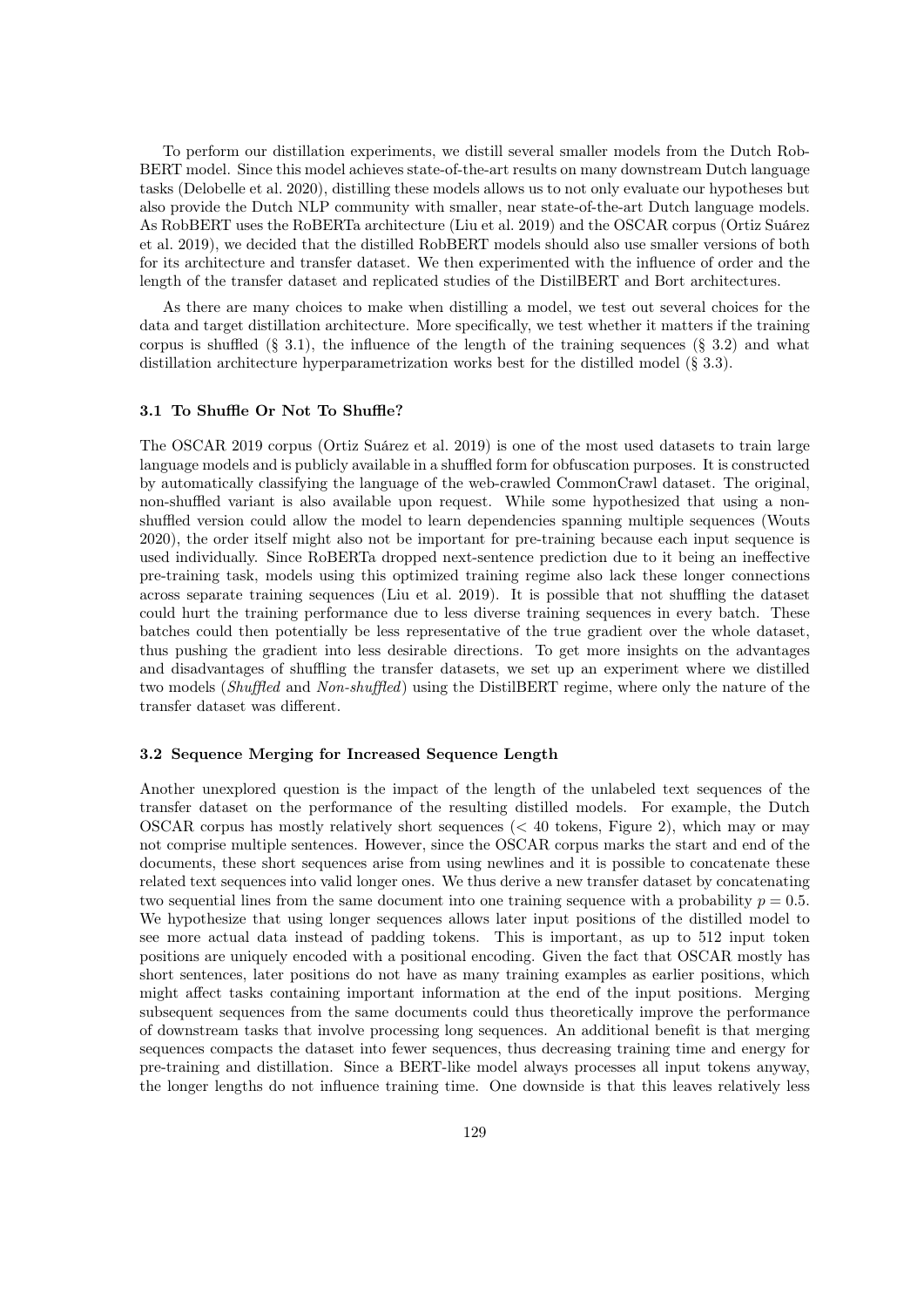To perform our distillation experiments, we distill several smaller models from the Dutch RobBERT model. Since this model achieves state-of-the-art results on many downstream Dutch language tasks (Delobelle et al. 2020), distilling these models allows us to not only evaluate our hypotheses but also provide the Dutch NLP community with smaller, near state-of-the-art Dutch language models. As RobBERT uses the RoBERTa architecture (Liu et al. 2019) and the OSCAR corpus (Ortiz Suárez et al. 2019), we decided that the distilled RobBERT models should also use smaller versions of both for its architecture and transfer dataset. We then experimented with the influence of order and the length of the transfer dataset and replicated studies of the DistilBERT and Bort architectures.

As there are many choices to make when distilling a model, we test out several choices for the data and target distillation architecture. More specifically, we test whether it matters if the training corpus is shuffled (§ 3.1), the influence of the length of the training sequences (§ 3.2) and what distillation architecture hyperparametrization works best for the distilled model (§ 3.3).

### 3.1 To Shuffle Or Not To Shuffle?

The OSCAR 2019 corpus (Ortiz Suárez et al. 2019) is one of the most used datasets to train large language models and is publicly available in a shuffled form for obfuscation purposes. It is constructed by automatically classifying the language of the web-crawled CommonCrawl dataset. The original, non-shuffled variant is also available upon request. While some hypothesized that using a non-shuffled version could allow the model to learn dependencies spanning multiple sequences (Wouts 2020), the order itself might also not be important for pre-training because each input sequence is used individually. Since RoBERTa dropped next-sentence prediction due to it being an ineffective pre-training task, models using this optimized training regime also lack these longer connections across separate training sequences (Liu et al. 2019). It is possible that not shuffling the dataset could hurt the training performance due to less diverse training sequences in every batch. These batches could then potentially be less representative of the true gradient over the whole dataset, thus pushing the gradient into less desirable directions. To get more insights on the advantages and disadvantages of shuffling the transfer datasets, we set up an experiment where we distilled two models (*Shuffled* and *Non-shuffled*) using the DistilBERT regime, where only the nature of the transfer dataset was different.

### 3.2 Sequence Merging for Increased Sequence Length

Another unexplored question is the impact of the length of the unlabeled text sequences of the transfer dataset on the performance of the resulting distilled models. For example, the Dutch OSCAR corpus has mostly relatively short sequences (< 40 tokens, Figure 2), which may or may not comprise multiple sentences. However, since the OSCAR corpus marks the start and end of the documents, these short sequences arise from using newlines and it is possible to concatenate these related text sequences into valid longer ones. We thus derive a new transfer dataset by concatenating two sequential lines from the same document into one training sequence with a probability $p = 0.5$. We hypothesize that using longer sequences allows later input positions of the distilled model to see more actual data instead of padding tokens. This is important, as up to 512 input token positions are uniquely encoded with a positional encoding. Given the fact that OSCAR mostly has short sentences, later positions do not have as many training examples as earlier positions, which might affect tasks containing important information at the end of the input positions. Merging subsequent sequences from the same documents could thus theoretically improve the performance of downstream tasks that involve processing long sequences. An additional benefit is that merging sequences compacts the dataset into fewer sequences, thus decreasing training time and energy for pre-training and distillation. Since a BERT-like model always processes all input tokens anyway, the longer lengths do not influence training time. One downside is that this leaves relatively less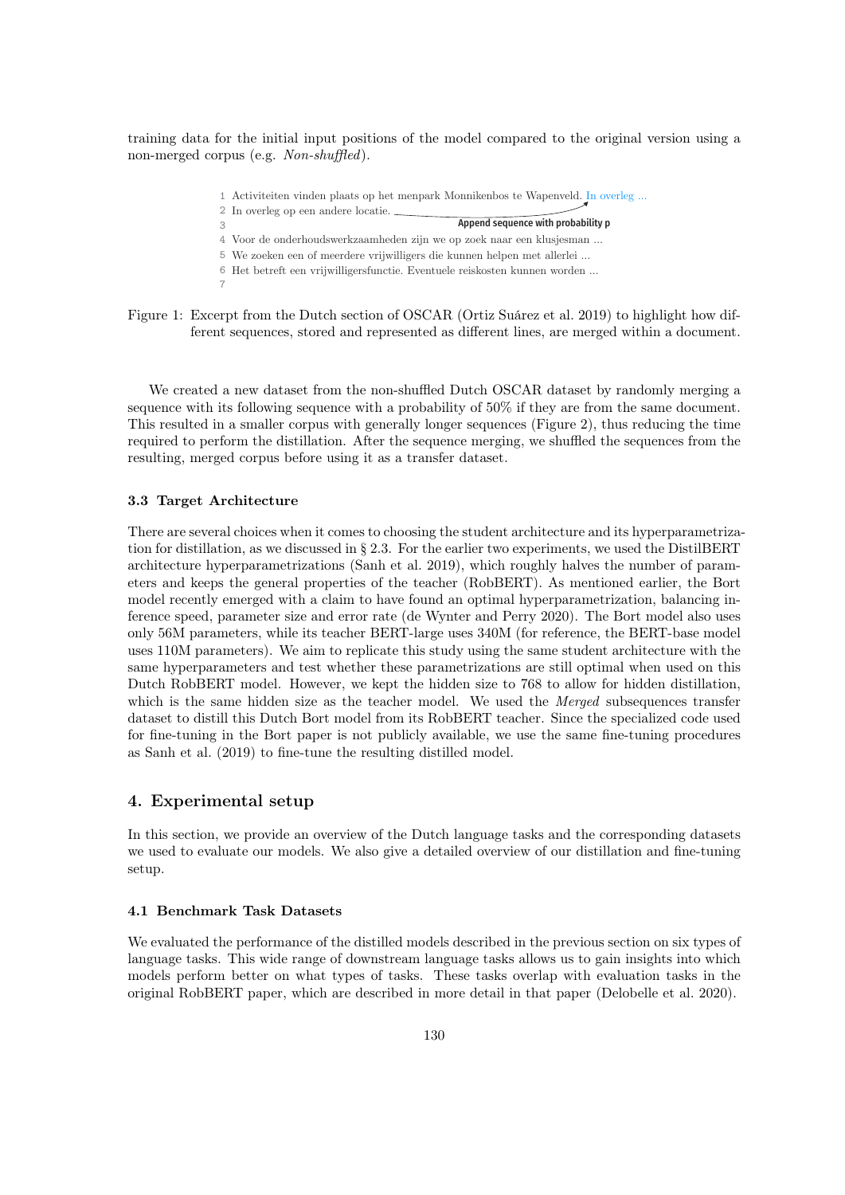training data for the initial input positions of the model compared to the original version using a non-merged corpus (e.g. *Non-shuffled*).

```
1 Activiteiten vinden plaats op het menpark Monnikenbos te Wapenveld. In overleg ...
2 In overleg op een andere locatie.        Append sequence with probability p
3
4 Voor de onderhoudswerkzaamheden zijn we op zoek naar een klusjesman ...
5 We zoeken een of meerdere vrijwilligers die kunnen helpen met allerlei ...
6 Het betreft een vrijwilligersfunctie. Eventuele reiskosten kunnen worden ...
7
```

Figure 1: Excerpt from the Dutch section of OSCAR (Ortiz Suárez et al. 2019) to highlight how different sequences, stored and represented as different lines, are merged within a document.

We created a new dataset from the non-shuffled Dutch OSCAR dataset by randomly merging a sequence with its following sequence with a probability of 50% if they are from the same document. This resulted in a smaller corpus with generally longer sequences (Figure 2), thus reducing the time required to perform the distillation. After the sequence merging, we shuffled the sequences from the resulting, merged corpus before using it as a transfer dataset.

### 3.3 Target Architecture

There are several choices when it comes to choosing the student architecture and its hyperparametrization for distillation, as we discussed in § 2.3. For the earlier two experiments, we used the DistilBERT architecture hyperparametrizations (Sanh et al. 2019), which roughly halves the number of parameters and keeps the general properties of the teacher (RobBERT). As mentioned earlier, the Bort model recently emerged with a claim to have found an optimal hyperparametrization, balancing inference speed, parameter size and error rate (de Wynter and Perry 2020). The Bort model also uses only 56M parameters, while its teacher BERT-large uses 340M (for reference, the BERT-base model uses 110M parameters). We aim to replicate this study using the same student architecture with the same hyperparameters and test whether these parametrizations are still optimal when used on this Dutch RobBERT model. However, we kept the hidden size to 768 to allow for hidden distillation, which is the same hidden size as the teacher model. We used the *Merged* subsequences transfer dataset to distill this Dutch Bort model from its RobBERT teacher. Since the specialized code used for fine-tuning in the Bort paper is not publicly available, we use the same fine-tuning procedures as Sanh et al. (2019) to fine-tune the resulting distilled model.

## 4. Experimental setup

In this section, we provide an overview of the Dutch language tasks and the corresponding datasets we used to evaluate our models. We also give a detailed overview of our distillation and fine-tuning setup.

### 4.1 Benchmark Task Datasets

We evaluated the performance of the distilled models described in the previous section on six types of language tasks. This wide range of downstream language tasks allows us to gain insights into which models perform better on what types of tasks. These tasks overlap with evaluation tasks in the original RobBERT paper, which are described in more detail in that paper (Delobelle et al. 2020).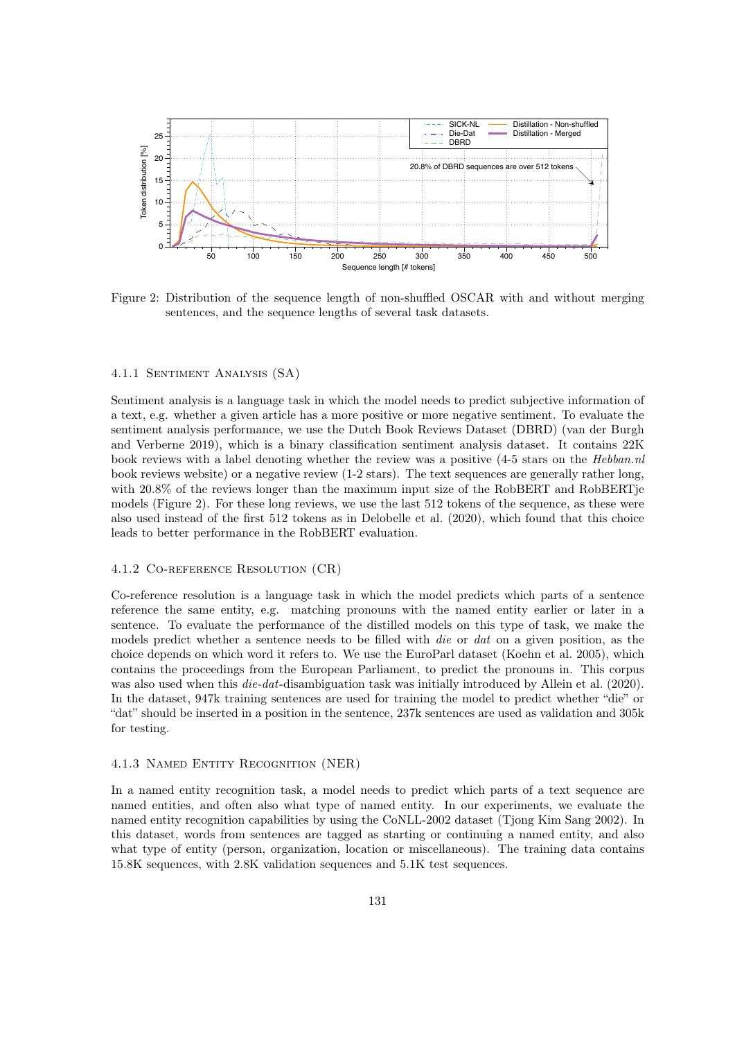Figure 2: Distribution of the sequence length of non-shuffled OSCAR with and without merging sentences, and the sequence lengths of several task datasets.

#### 4.1.1 Sentiment Analysis (SA)

Sentiment analysis is a language task in which the model needs to predict subjective information of a text, e.g. whether a given article has a more positive or more negative sentiment. To evaluate the sentiment analysis performance, we use the Dutch Book Reviews Dataset (DBRD) (van der Burgh and Verberne 2019), which is a binary classification sentiment analysis dataset. It contains 22K book reviews with a label denoting whether the review was a positive (4-5 stars on the *Hebban.nl* book reviews website) or a negative review (1-2 stars). The text sequences are generally rather long, with 20.8% of the reviews longer than the maximum input size of the RobBERT and RobBERTje models (Figure 2). For these long reviews, we use the last 512 tokens of the sequence, as these were also used instead of the first 512 tokens as in Delobelle et al. (2020), which found that this choice leads to better performance in the RobBERT evaluation.

#### 4.1.2 Co-reference Resolution (CR)

Co-reference resolution is a language task in which the model predicts which parts of a sentence reference the same entity, e.g. matching pronouns with the named entity earlier or later in a sentence. To evaluate the performance of the distilled models on this type of task, we make the models predict whether a sentence needs to be filled with *die* or *dat* on a given position, as the choice depends on which word it refers to. We use the EuroParl dataset (Koehn et al. 2005), which contains the proceedings from the European Parliament, to predict the pronouns in. This corpus was also used when this *die*-*dat*-disambiguation task was initially introduced by Allein et al. (2020). In the dataset, 947k training sentences are used for training the model to predict whether "die" or "dat" should be inserted in a position in the sentence, 237k sentences are used as validation and 305k for testing.

#### 4.1.3 Named Entity Recognition (NER)

In a named entity recognition task, a model needs to predict which parts of a text sequence are named entities, and often also what type of named entity. In our experiments, we evaluate the named entity recognition capabilities by using the CoNLL-2002 dataset (Tjong Kim Sang 2002). In this dataset, words from sentences are tagged as starting or continuing a named entity, and also what type of entity (person, organization, location or miscellaneous). The training data contains 15.8K sequences, with 2.8K validation sequences and 5.1K test sequences.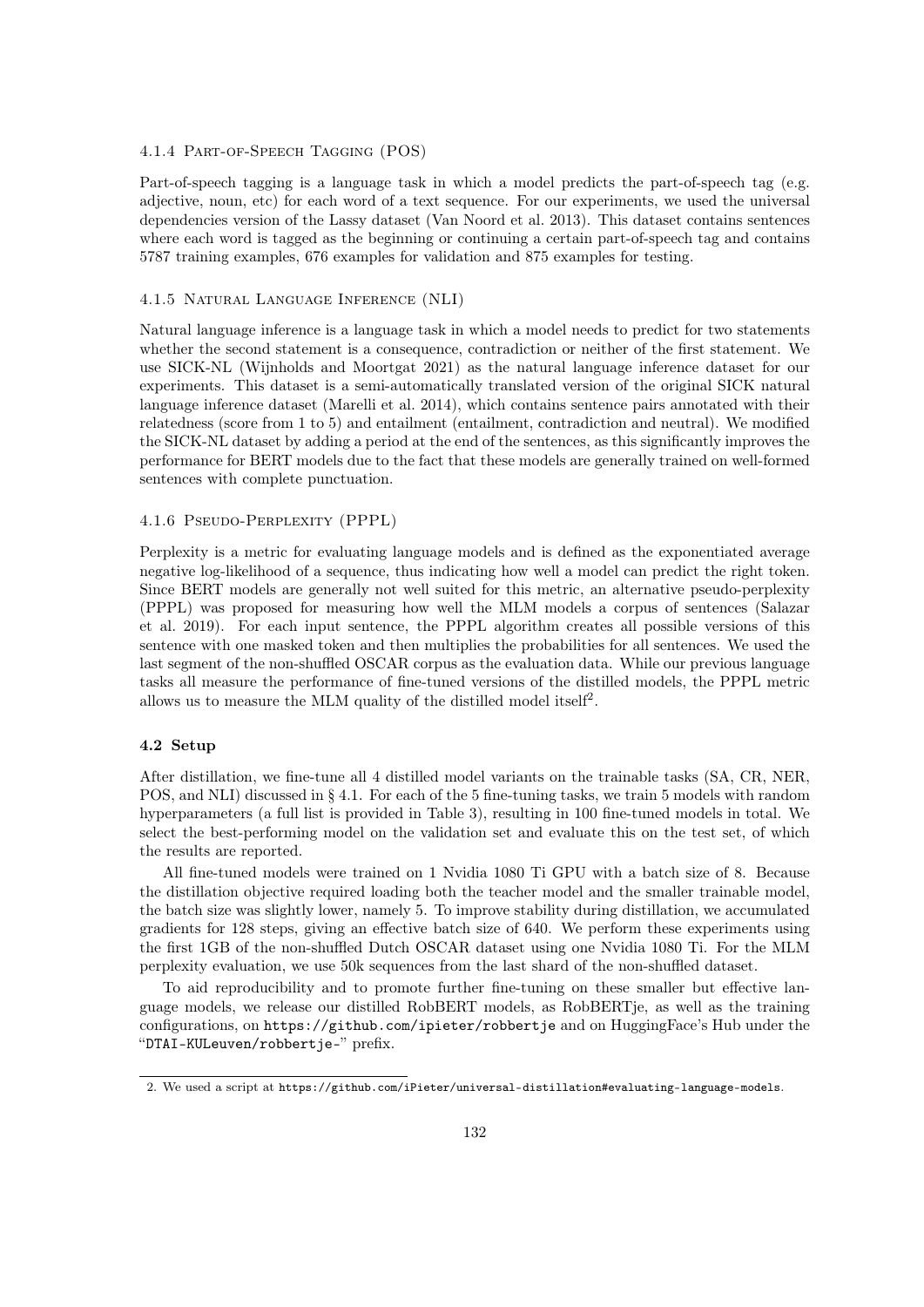#### 4.1.4 Part-of-Speech Tagging (POS)

Part-of-speech tagging is a language task in which a model predicts the part-of-speech tag (e.g. adjective, noun, etc) for each word of a text sequence. For our experiments, we used the universal dependencies version of the Lassy dataset (Van Noord et al. 2013). This dataset contains sentences where each word is tagged as the beginning or continuing a certain part-of-speech tag and contains 5787 training examples, 676 examples for validation and 875 examples for testing.

#### 4.1.5 Natural Language Inference (NLI)

Natural language inference is a language task in which a model needs to predict for two statements whether the second statement is a consequence, contradiction or neither of the first statement. We use SICK-NL (Wijnholds and Moortgat 2021) as the natural language inference dataset for our experiments. This dataset is a semi-automatically translated version of the original SICK natural language inference dataset (Marelli et al. 2014), which contains sentence pairs annotated with their relatedness (score from 1 to 5) and entailment (entailment, contradiction and neutral). We modified the SICK-NL dataset by adding a period at the end of the sentences, as this significantly improves the performance for BERT models due to the fact that these models are generally trained on well-formed sentences with complete punctuation.

#### 4.1.6 Pseudo-Perplexity (PPPL)

Perplexity is a metric for evaluating language models and is defined as the exponentiated average negative log-likelihood of a sequence, thus indicating how well a model can predict the right token. Since BERT models are generally not well suited for this metric, an alternative pseudo-perplexity (PPPL) was proposed for measuring how well the MLM models a corpus of sentences (Salazar et al. 2019). For each input sentence, the PPPL algorithm creates all possible versions of this sentence with one masked token and then multiplies the probabilities for all sentences. We used the last segment of the non-shuffled OSCAR corpus as the evaluation data. While our previous language tasks all measure the performance of fine-tuned versions of the distilled models, the PPPL metric allows us to measure the MLM quality of the distilled model itself[2].

### 4.2 Setup

After distillation, we fine-tune all 4 distilled model variants on the trainable tasks (SA, CR, NER, POS, and NLI) discussed in § 4.1. For each of the 5 fine-tuning tasks, we train 5 models with random hyperparameters (a full list is provided in Table 3), resulting in 100 fine-tuned models in total. We select the best-performing model on the validation set and evaluate this on the test set, of which the results are reported.

All fine-tuned models were trained on 1 Nvidia 1080 Ti GPU with a batch size of 8. Because the distillation objective required loading both the teacher model and the smaller trainable model, the batch size was slightly lower, namely 5. To improve stability during distillation, we accumulated gradients for 128 steps, giving an effective batch size of 640. We perform these experiments using the first 1GB of the non-shuffled Dutch OSCAR dataset using one Nvidia 1080 Ti. For the MLM perplexity evaluation, we use 50k sequences from the last shard of the non-shuffled dataset.

To aid reproducibility and to promote further fine-tuning on these smaller but effective language models, we release our distilled RobBERT models, as RobBERTje, as well as the training configurations, on `https://github.com/ipieter/robbertje` and on HuggingFace's Hub under the "`DTAI-KULeuven/robbertje-`" prefix.

---

2. We used a script at `https://github.com/iPieter/universal-distillation#evaluating-language-models`.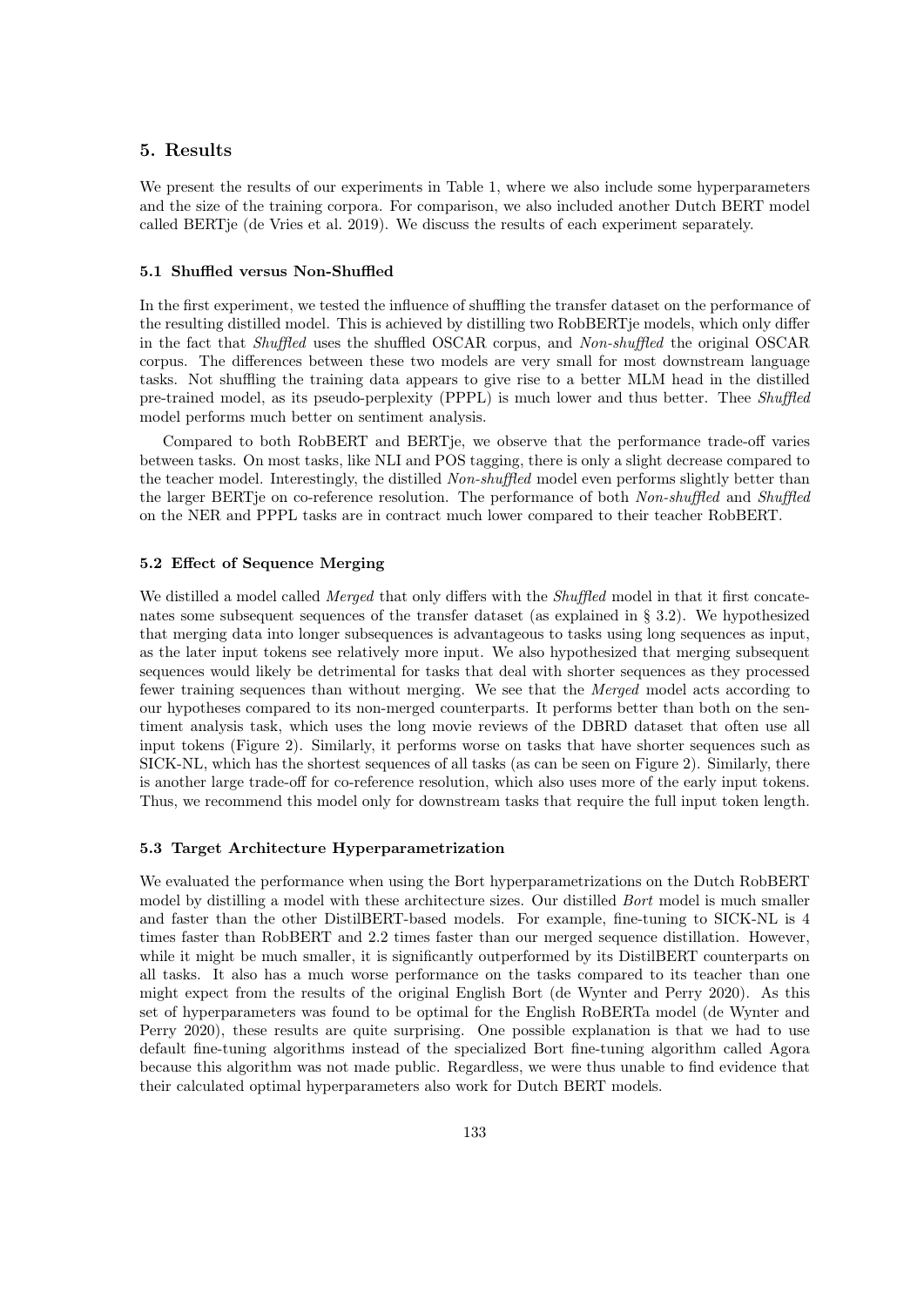## 5. Results

We present the results of our experiments in Table 1, where we also include some hyperparameters and the size of the training corpora. For comparison, we also included another Dutch BERT model called BERTje (de Vries et al. 2019). We discuss the results of each experiment separately.

### 5.1 Shuffled versus Non-Shuffled

In the first experiment, we tested the influence of shuffling the transfer dataset on the performance of the resulting distilled model. This is achieved by distilling two RobBERTje models, which only differ in the fact that *Shuffled* uses the shuffled OSCAR corpus, and *Non-shuffled* the original OSCAR corpus. The differences between these two models are very small for most downstream language tasks. Not shuffling the training data appears to give rise to a better MLM head in the distilled pre-trained model, as its pseudo-perplexity (PPPL) is much lower and thus better. Thee *Shuffled* model performs much better on sentiment analysis.

Compared to both RobBERT and BERTje, we observe that the performance trade-off varies between tasks. On most tasks, like NLI and POS tagging, there is only a slight decrease compared to the teacher model. Interestingly, the distilled *Non-shuffled* model even performs slightly better than the larger BERTje on co-reference resolution. The performance of both *Non-shuffled* and *Shuffled* on the NER and PPPL tasks are in contract much lower compared to their teacher RobBERT.

### 5.2 Effect of Sequence Merging

We distilled a model called *Merged* that only differs with the *Shuffled* model in that it first concatenates some subsequent sequences of the transfer dataset (as explained in § 3.2). We hypothesized that merging data into longer subsequences is advantageous to tasks using long sequences as input, as the later input tokens see relatively more input. We also hypothesized that merging subsequent sequences would likely be detrimental for tasks that deal with shorter sequences as they processed fewer training sequences than without merging. We see that the *Merged* model acts according to our hypotheses compared to its non-merged counterparts. It performs better than both on the sentiment analysis task, which uses the long movie reviews of the DBRD dataset that often use all input tokens (Figure 2). Similarly, it performs worse on tasks that have shorter sequences such as SICK-NL, which has the shortest sequences of all tasks (as can be seen on Figure 2). Similarly, there is another large trade-off for co-reference resolution, which also uses more of the early input tokens. Thus, we recommend this model only for downstream tasks that require the full input token length.

### 5.3 Target Architecture Hyperparametrization

We evaluated the performance when using the Bort hyperparametrizations on the Dutch RobBERT model by distilling a model with these architecture sizes. Our distilled *Bort* model is much smaller and faster than the other DistilBERT-based models. For example, fine-tuning to SICK-NL is 4 times faster than RobBERT and 2.2 times faster than our merged sequence distillation. However, while it might be much smaller, it is significantly outperformed by its DistilBERT counterparts on all tasks. It also has a much worse performance on the tasks compared to its teacher than one might expect from the results of the original English Bort (de Wynter and Perry 2020). As this set of hyperparameters was found to be optimal for the English RoBERTa model (de Wynter and Perry 2020), these results are quite surprising. One possible explanation is that we had to use default fine-tuning algorithms instead of the specialized Bort fine-tuning algorithm called Agora because this algorithm was not made public. Regardless, we were thus unable to find evidence that their calculated optimal hyperparameters also work for Dutch BERT models.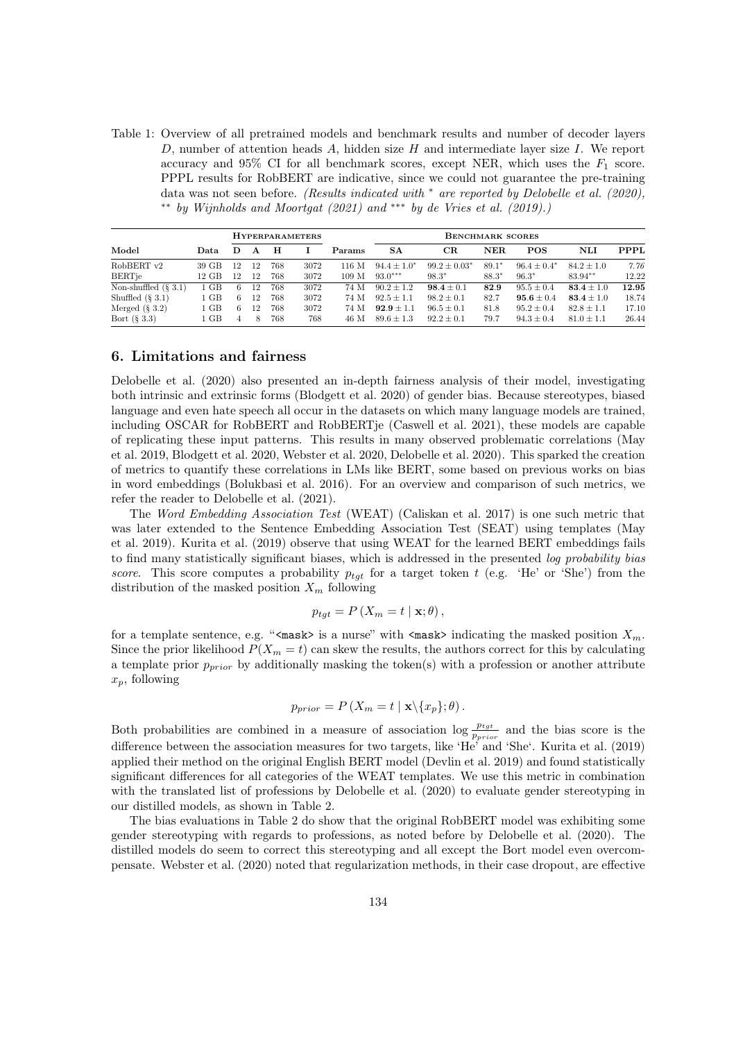Table 1: Overview of all pretrained models and benchmark results and number of decoder layers $D$, number of attention heads $A$, hidden size $H$ and intermediate layer size $I$. We report accuracy and 95% CI for all benchmark scores, except NER, which uses the $F_1$ score. PPPL results for RobBERT are indicative, since we could not guarantee the pre-training data was not seen before. *(Results indicated with* $^*$ *are reported by Delobelle et al. (2020),* $^{**}$ *by Wijnholds and Moortgat (2021) and* $^{***}$ *by de Vries et al. (2019).)*

| | | **Hyperparameters** | | | | | **Benchmark scores** | | | | | |
|---|---|---|---|---|---|---|---|---|---|---|---|---|
| **Model** | **Data** | **D** | **A** | **H** | **I** | **Params** | **SA** | **CR** | **NER** | **POS** | **NLI** | **PPPL** |
| RobBERT v2 | 39 GB | 12 | 12 | 768 | 3072 | 116 M | $94.4 \pm 1.0^*$ | $99.2 \pm 0.03^*$ | $89.1^*$ | $96.4 \pm 0.4^*$ | $84.2 \pm 1.0$ | *7.76* |
| BERTje | 12 GB | 12 | 12 | 768 | 3072 | 109 M | $93.0^{***}$ | $98.3^*$ | $88.3^*$ | $96.3^*$ | $83.94^{**}$ | 12.22 |
| Non-shuffled (§ 3.1) | 1 GB | 6 | 12 | 768 | 3072 | 74 M | $90.2 \pm 1.2$ | $\mathbf{98.4} \pm 0.1$ | **82.9** | $95.5 \pm 0.4$ | $\mathbf{83.4} \pm 1.0$ | **12.95** |
| Shuffled (§ 3.1) | 1 GB | 6 | 12 | 768 | 3072 | 74 M | $92.5 \pm 1.1$ | $98.2 \pm 0.1$ | 82.7 | $\mathbf{95.6} \pm 0.4$ | $\mathbf{83.4} \pm 1.0$ | 18.74 |
| Merged (§ 3.2) | 1 GB | 6 | 12 | 768 | 3072 | 74 M | $\mathbf{92.9} \pm 1.1$ | $96.5 \pm 0.1$ | 81.8 | $95.2 \pm 0.4$ | $82.8 \pm 1.1$ | 17.10 |
| Bort (§ 3.3) | 1 GB | 4 | 8 | 768 | 768 | 46 M | $89.6 \pm 1.3$ | $92.2 \pm 0.1$ | 79.7 | $94.3 \pm 0.4$ | $81.0 \pm 1.1$ | 26.44 |

## 6. Limitations and fairness

Delobelle et al. (2020) also presented an in-depth fairness analysis of their model, investigating both intrinsic and extrinsic forms (Blodgett et al. 2020) of gender bias. Because stereotypes, biased language and even hate speech all occur in the datasets on which many language models are trained, including OSCAR for RobBERT and RobBERTje (Caswell et al. 2021), these models are capable of replicating these input patterns. This results in many observed problematic correlations (May et al. 2019, Blodgett et al. 2020, Webster et al. 2020, Delobelle et al. 2020). This sparked the creation of metrics to quantify these correlations in LMs like BERT, some based on previous works on bias in word embeddings (Bolukbasi et al. 2016). For an overview and comparison of such metrics, we refer the reader to Delobelle et al. (2021).

The *Word Embedding Association Test* (WEAT) (Caliskan et al. 2017) is one such metric that was later extended to the Sentence Embedding Association Test (SEAT) using templates (May et al. 2019). Kurita et al. (2019) observe that using WEAT for the learned BERT embeddings fails to find many statistically significant biases, which is addressed in the presented *log probability bias score*. This score computes a probability $p_{tgt}$ for a target token $t$ (e.g. 'He' or 'She') from the distribution of the masked position $X_m$ following

$$p_{tgt} = P\left(X_m = t \mid \mathbf{x}; \theta\right),$$

for a template sentence, e.g. "`<mask>` is a nurse" with `<mask>` indicating the masked position $X_m$. Since the prior likelihood $P(X_m = t)$ can skew the results, the authors correct for this by calculating a template prior $p_{prior}$ by additionally masking the token(s) with a profession or another attribute $x_p$, following

$$p_{prior} = P\left(X_m = t \mid \mathbf{x} \backslash \{x_p\}; \theta\right).$$

Both probabilities are combined in a measure of association $\log \frac{p_{tgt}}{p_{prior}}$ and the bias score is the difference between the association measures for two targets, like 'He' and 'She'. Kurita et al. (2019) applied their method on the original English BERT model (Devlin et al. 2019) and found statistically significant differences for all categories of the WEAT templates. We use this metric in combination with the translated list of professions by Delobelle et al. (2020) to evaluate gender stereotyping in our distilled models, as shown in Table 2.

The bias evaluations in Table 2 do show that the original RobBERT model was exhibiting some gender stereotyping with regards to professions, as noted before by Delobelle et al. (2020). The distilled models do seem to correct this stereotyping and all except the Bort model even overcompensate. Webster et al. (2020) noted that regularization methods, in their case dropout, are effective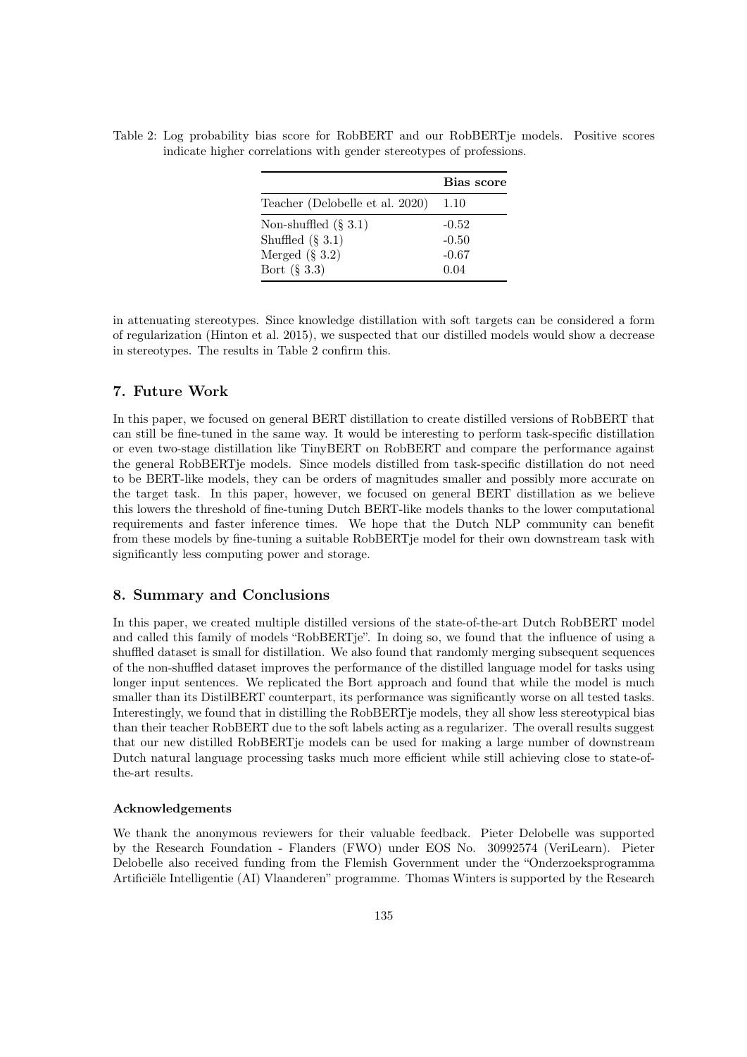Table 2: Log probability bias score for RobBERT and our RobBERTje models. Positive scores indicate higher correlations with gender stereotypes of professions.

| | **Bias score** |
|---|---|
| Teacher (Delobelle et al. 2020) | 1.10 |
| Non-shuffled (§ 3.1) | -0.52 |
| Shuffled (§ 3.1) | -0.50 |
| Merged (§ 3.2) | -0.67 |
| Bort (§ 3.3) | 0.04 |

in attenuating stereotypes. Since knowledge distillation with soft targets can be considered a form of regularization (Hinton et al. 2015), we suspected that our distilled models would show a decrease in stereotypes. The results in Table 2 confirm this.

## 7. Future Work

In this paper, we focused on general BERT distillation to create distilled versions of RobBERT that can still be fine-tuned in the same way. It would be interesting to perform task-specific distillation or even two-stage distillation like TinyBERT on RobBERT and compare the performance against the general RobBERTje models. Since models distilled from task-specific distillation do not need to be BERT-like models, they can be orders of magnitudes smaller and possibly more accurate on the target task. In this paper, however, we focused on general BERT distillation as we believe this lowers the threshold of fine-tuning Dutch BERT-like models thanks to the lower computational requirements and faster inference times. We hope that the Dutch NLP community can benefit from these models by fine-tuning a suitable RobBERTje model for their own downstream task with significantly less computing power and storage.

## 8. Summary and Conclusions

In this paper, we created multiple distilled versions of the state-of-the-art Dutch RobBERT model and called this family of models "RobBERTje". In doing so, we found that the influence of using a shuffled dataset is small for distillation. We also found that randomly merging subsequent sequences of the non-shuffled dataset improves the performance of the distilled language model for tasks using longer input sentences. We replicated the Bort approach and found that while the model is much smaller than its DistilBERT counterpart, its performance was significantly worse on all tested tasks. Interestingly, we found that in distilling the RobBERTje models, they all show less stereotypical bias than their teacher RobBERT due to the soft labels acting as a regularizer. The overall results suggest that our new distilled RobBERTje models can be used for making a large number of downstream Dutch natural language processing tasks much more efficient while still achieving close to state-of-the-art results.

#### Acknowledgements

We thank the anonymous reviewers for their valuable feedback. Pieter Delobelle was supported by the Research Foundation - Flanders (FWO) under EOS No. 30992574 (VeriLearn). Pieter Delobelle also received funding from the Flemish Government under the "Onderzoeksprogramma Artificiële Intelligentie (AI) Vlaanderen" programme. Thomas Winters is supported by the Research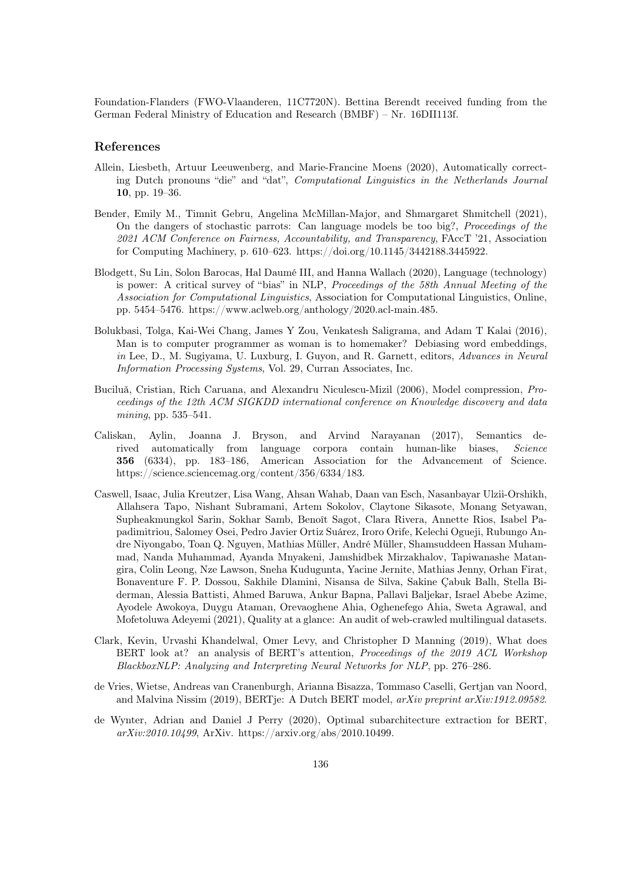Foundation-Flanders (FWO-Vlaanderen, 11C7720N). Bettina Berendt received funding from the German Federal Ministry of Education and Research (BMBF) – Nr. 16DII113f.

## References

Allein, Liesbeth, Artuur Leeuwenberg, and Marie-Francine Moens (2020), Automatically correcting Dutch pronouns "die" and "dat", *Computational Linguistics in the Netherlands Journal* **10**, pp. 19–36.

Bender, Emily M., Timnit Gebru, Angelina McMillan-Major, and Shmargaret Shmitchell (2021), On the dangers of stochastic parrots: Can language models be too big?, *Proceedings of the 2021 ACM Conference on Fairness, Accountability, and Transparency*, FAccT '21, Association for Computing Machinery, p. 610–623. https://doi.org/10.1145/3442188.3445922.

Blodgett, Su Lin, Solon Barocas, Hal Daumé III, and Hanna Wallach (2020), Language (technology) is power: A critical survey of "bias" in NLP, *Proceedings of the 58th Annual Meeting of the Association for Computational Linguistics*, Association for Computational Linguistics, Online, pp. 5454–5476. https://www.aclweb.org/anthology/2020.acl-main.485.

Bolukbasi, Tolga, Kai-Wei Chang, James Y Zou, Venkatesh Saligrama, and Adam T Kalai (2016), Man is to computer programmer as woman is to homemaker? Debiasing word embeddings, *in* Lee, D., M. Sugiyama, U. Luxburg, I. Guyon, and R. Garnett, editors, *Advances in Neural Information Processing Systems*, Vol. 29, Curran Associates, Inc.

Buciluǎ, Cristian, Rich Caruana, and Alexandru Niculescu-Mizil (2006), Model compression, *Proceedings of the 12th ACM SIGKDD international conference on Knowledge discovery and data mining*, pp. 535–541.

Caliskan, Aylin, Joanna J. Bryson, and Arvind Narayanan (2017), Semantics derived automatically from language corpora contain human-like biases, *Science* **356** (6334), pp. 183–186, American Association for the Advancement of Science. https://science.sciencemag.org/content/356/6334/183.

Caswell, Isaac, Julia Kreutzer, Lisa Wang, Ahsan Wahab, Daan van Esch, Nasanbayar Ulzii-Orshikh, Allahsera Tapo, Nishant Subramani, Artem Sokolov, Claytone Sikasote, Monang Setyawan, Supheakmungkol Sarin, Sokhar Samb, Benoît Sagot, Clara Rivera, Annette Rios, Isabel Papadimitriou, Salomey Osei, Pedro Javier Ortiz Suárez, Iroro Orife, Kelechi Ogueji, Rubungo Andre Niyongabo, Toan Q. Nguyen, Mathias Müller, André Müller, Shamsuddeen Hassan Muhammad, Nanda Muhammad, Ayanda Mnyakeni, Jamshidbek Mirzakhalov, Tapiwanashe Matangira, Colin Leong, Nze Lawson, Sneha Kudugunta, Yacine Jernite, Mathias Jenny, Orhan Firat, Bonaventure F. P. Dossou, Sakhile Dlamini, Nisansa de Silva, Sakine Çabuk Ballı, Stella Biderman, Alessia Battisti, Ahmed Baruwa, Ankur Bapna, Pallavi Baljekar, Israel Abebe Azime, Ayodele Awokoya, Duygu Ataman, Orevaoghene Ahia, Oghenefego Ahia, Sweta Agrawal, and Mofetoluwa Adeyemi (2021), Quality at a glance: An audit of web-crawled multilingual datasets.

Clark, Kevin, Urvashi Khandelwal, Omer Levy, and Christopher D Manning (2019), What does BERT look at? an analysis of BERT's attention, *Proceedings of the 2019 ACL Workshop BlackboxNLP: Analyzing and Interpreting Neural Networks for NLP*, pp. 276–286.

de Vries, Wietse, Andreas van Cranenburgh, Arianna Bisazza, Tommaso Caselli, Gertjan van Noord, and Malvina Nissim (2019), BERTje: A Dutch BERT model, *arXiv preprint arXiv:1912.09582*.

de Wynter, Adrian and Daniel J Perry (2020), Optimal subarchitecture extraction for BERT, *arXiv:2010.10499*, ArXiv. https://arxiv.org/abs/2010.10499.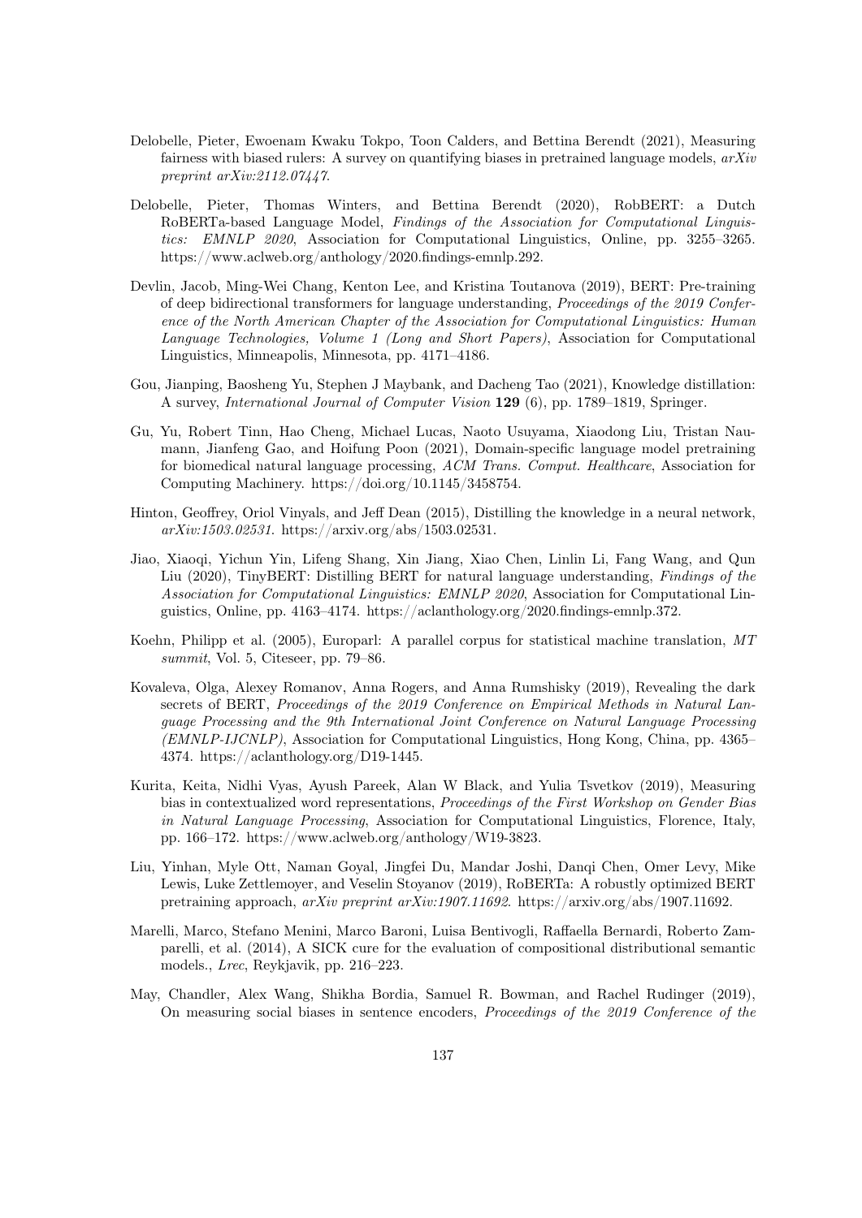Delobelle, Pieter, Ewoenam Kwaku Tokpo, Toon Calders, and Bettina Berendt (2021), Measuring fairness with biased rulers: A survey on quantifying biases in pretrained language models, *arXiv preprint arXiv:2112.07447*.

Delobelle, Pieter, Thomas Winters, and Bettina Berendt (2020), RobBERT: a Dutch RoBERTa-based Language Model, *Findings of the Association for Computational Linguistics: EMNLP 2020*, Association for Computational Linguistics, Online, pp. 3255–3265. https://www.aclweb.org/anthology/2020.findings-emnlp.292.

Devlin, Jacob, Ming-Wei Chang, Kenton Lee, and Kristina Toutanova (2019), BERT: Pre-training of deep bidirectional transformers for language understanding, *Proceedings of the 2019 Conference of the North American Chapter of the Association for Computational Linguistics: Human Language Technologies, Volume 1 (Long and Short Papers)*, Association for Computational Linguistics, Minneapolis, Minnesota, pp. 4171–4186.

Gou, Jianping, Baosheng Yu, Stephen J Maybank, and Dacheng Tao (2021), Knowledge distillation: A survey, *International Journal of Computer Vision* **129** (6), pp. 1789–1819, Springer.

Gu, Yu, Robert Tinn, Hao Cheng, Michael Lucas, Naoto Usuyama, Xiaodong Liu, Tristan Naumann, Jianfeng Gao, and Hoifung Poon (2021), Domain-specific language model pretraining for biomedical natural language processing, *ACM Trans. Comput. Healthcare*, Association for Computing Machinery. https://doi.org/10.1145/3458754.

Hinton, Geoffrey, Oriol Vinyals, and Jeff Dean (2015), Distilling the knowledge in a neural network, *arXiv:1503.02531*. https://arxiv.org/abs/1503.02531.

Jiao, Xiaoqi, Yichun Yin, Lifeng Shang, Xin Jiang, Xiao Chen, Linlin Li, Fang Wang, and Qun Liu (2020), TinyBERT: Distilling BERT for natural language understanding, *Findings of the Association for Computational Linguistics: EMNLP 2020*, Association for Computational Linguistics, Online, pp. 4163–4174. https://aclanthology.org/2020.findings-emnlp.372.

Koehn, Philipp et al. (2005), Europarl: A parallel corpus for statistical machine translation, *MT summit*, Vol. 5, Citeseer, pp. 79–86.

Kovaleva, Olga, Alexey Romanov, Anna Rogers, and Anna Rumshisky (2019), Revealing the dark secrets of BERT, *Proceedings of the 2019 Conference on Empirical Methods in Natural Language Processing and the 9th International Joint Conference on Natural Language Processing (EMNLP-IJCNLP)*, Association for Computational Linguistics, Hong Kong, China, pp. 4365–4374. https://aclanthology.org/D19-1445.

Kurita, Keita, Nidhi Vyas, Ayush Pareek, Alan W Black, and Yulia Tsvetkov (2019), Measuring bias in contextualized word representations, *Proceedings of the First Workshop on Gender Bias in Natural Language Processing*, Association for Computational Linguistics, Florence, Italy, pp. 166–172. https://www.aclweb.org/anthology/W19-3823.

Liu, Yinhan, Myle Ott, Naman Goyal, Jingfei Du, Mandar Joshi, Danqi Chen, Omer Levy, Mike Lewis, Luke Zettlemoyer, and Veselin Stoyanov (2019), RoBERTa: A robustly optimized BERT pretraining approach, *arXiv preprint arXiv:1907.11692*. https://arxiv.org/abs/1907.11692.

Marelli, Marco, Stefano Menini, Marco Baroni, Luisa Bentivogli, Raffaella Bernardi, Roberto Zamparelli, et al. (2014), A SICK cure for the evaluation of compositional distributional semantic models., *Lrec*, Reykjavik, pp. 216–223.

May, Chandler, Alex Wang, Shikha Bordia, Samuel R. Bowman, and Rachel Rudinger (2019), On measuring social biases in sentence encoders, *Proceedings of the 2019 Conference of the*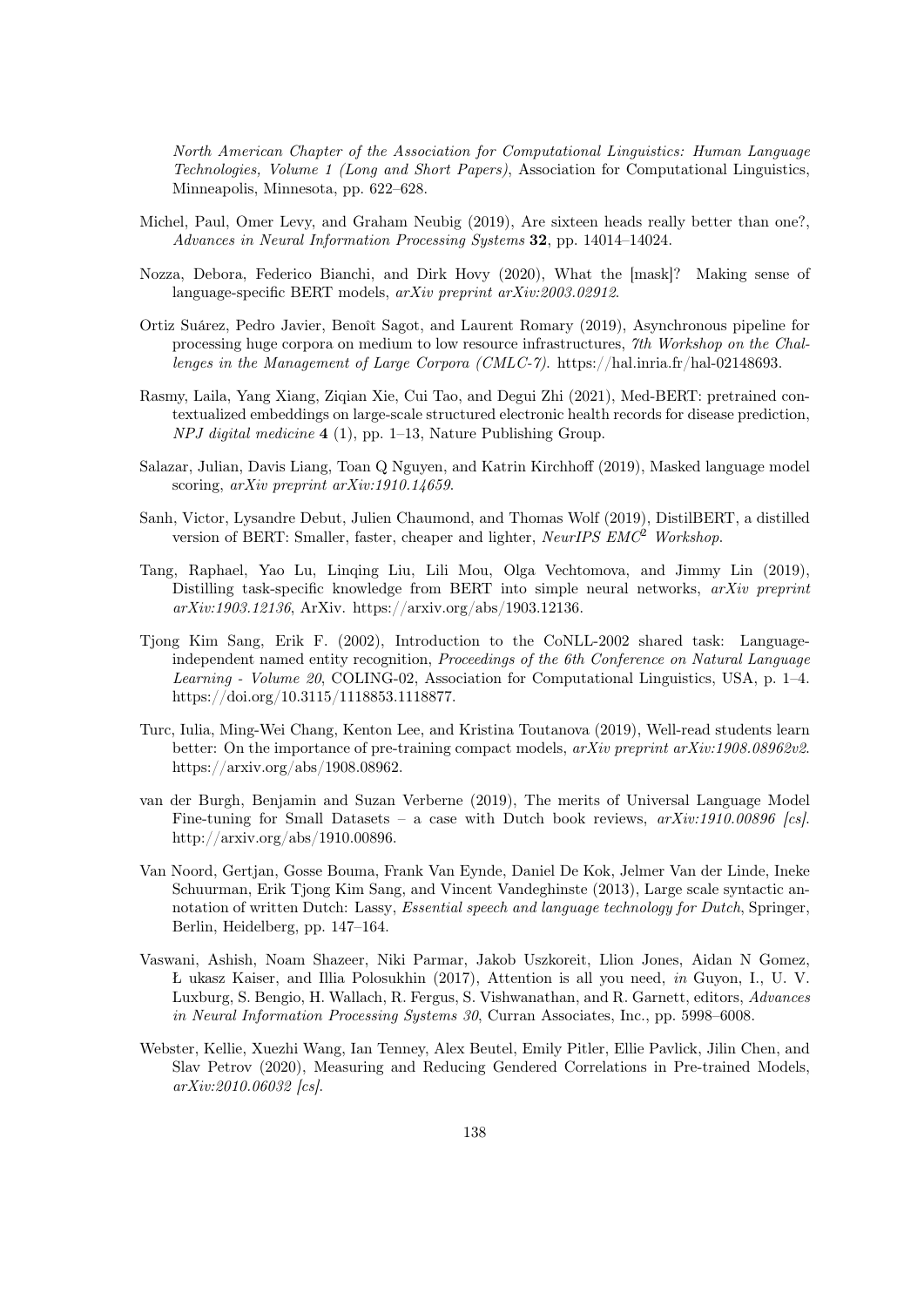*North American Chapter of the Association for Computational Linguistics: Human Language Technologies, Volume 1 (Long and Short Papers)*, Association for Computational Linguistics, Minneapolis, Minnesota, pp. 622–628.

Michel, Paul, Omer Levy, and Graham Neubig (2019), Are sixteen heads really better than one?, *Advances in Neural Information Processing Systems* **32**, pp. 14014–14024.

Nozza, Debora, Federico Bianchi, and Dirk Hovy (2020), What the [mask]? Making sense of language-specific BERT models, *arXiv preprint arXiv:2003.02912*.

Ortiz Suárez, Pedro Javier, Benoît Sagot, and Laurent Romary (2019), Asynchronous pipeline for processing huge corpora on medium to low resource infrastructures, *7th Workshop on the Challenges in the Management of Large Corpora (CMLC-7)*. https://hal.inria.fr/hal-02148693.

Rasmy, Laila, Yang Xiang, Ziqian Xie, Cui Tao, and Degui Zhi (2021), Med-BERT: pretrained contextualized embeddings on large-scale structured electronic health records for disease prediction, *NPJ digital medicine* **4** (1), pp. 1–13, Nature Publishing Group.

Salazar, Julian, Davis Liang, Toan Q Nguyen, and Katrin Kirchhoff (2019), Masked language model scoring, *arXiv preprint arXiv:1910.14659*.

Sanh, Victor, Lysandre Debut, Julien Chaumond, and Thomas Wolf (2019), DistilBERT, a distilled version of BERT: Smaller, faster, cheaper and lighter, *NeurIPS EMC$^2$ Workshop*.

Tang, Raphael, Yao Lu, Linqing Liu, Lili Mou, Olga Vechtomova, and Jimmy Lin (2019), Distilling task-specific knowledge from BERT into simple neural networks, *arXiv preprint arXiv:1903.12136*, ArXiv. https://arxiv.org/abs/1903.12136.

Tjong Kim Sang, Erik F. (2002), Introduction to the CoNLL-2002 shared task: Language-independent named entity recognition, *Proceedings of the 6th Conference on Natural Language Learning - Volume 20*, COLING-02, Association for Computational Linguistics, USA, p. 1–4. https://doi.org/10.3115/1118853.1118877.

Turc, Iulia, Ming-Wei Chang, Kenton Lee, and Kristina Toutanova (2019), Well-read students learn better: On the importance of pre-training compact models, *arXiv preprint arXiv:1908.08962v2*. https://arxiv.org/abs/1908.08962.

van der Burgh, Benjamin and Suzan Verberne (2019), The merits of Universal Language Model Fine-tuning for Small Datasets – a case with Dutch book reviews, *arXiv:1910.00896 [cs]*. http://arxiv.org/abs/1910.00896.

Van Noord, Gertjan, Gosse Bouma, Frank Van Eynde, Daniel De Kok, Jelmer Van der Linde, Ineke Schuurman, Erik Tjong Kim Sang, and Vincent Vandeghinste (2013), Large scale syntactic annotation of written Dutch: Lassy, *Essential speech and language technology for Dutch*, Springer, Berlin, Heidelberg, pp. 147–164.

Vaswani, Ashish, Noam Shazeer, Niki Parmar, Jakob Uszkoreit, Llion Jones, Aidan N Gomez, Ł ukasz Kaiser, and Illia Polosukhin (2017), Attention is all you need, *in* Guyon, I., U. V. Luxburg, S. Bengio, H. Wallach, R. Fergus, S. Vishwanathan, and R. Garnett, editors, *Advances in Neural Information Processing Systems 30*, Curran Associates, Inc., pp. 5998–6008.

Webster, Kellie, Xuezhi Wang, Ian Tenney, Alex Beutel, Emily Pitler, Ellie Pavlick, Jilin Chen, and Slav Petrov (2020), Measuring and Reducing Gendered Correlations in Pre-trained Models, *arXiv:2010.06032 [cs]*.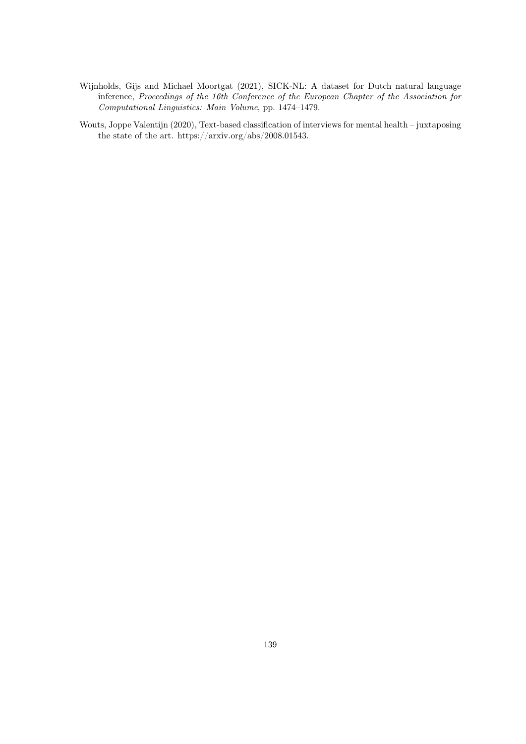Wijnholds, Gijs and Michael Moortgat (2021), SICK-NL: A dataset for Dutch natural language inference, *Proceedings of the 16th Conference of the European Chapter of the Association for Computational Linguistics: Main Volume*, pp. 1474–1479.

Wouts, Joppe Valentijn (2020), Text-based classification of interviews for mental health – juxtaposing the state of the art. https://arxiv.org/abs/2008.01543.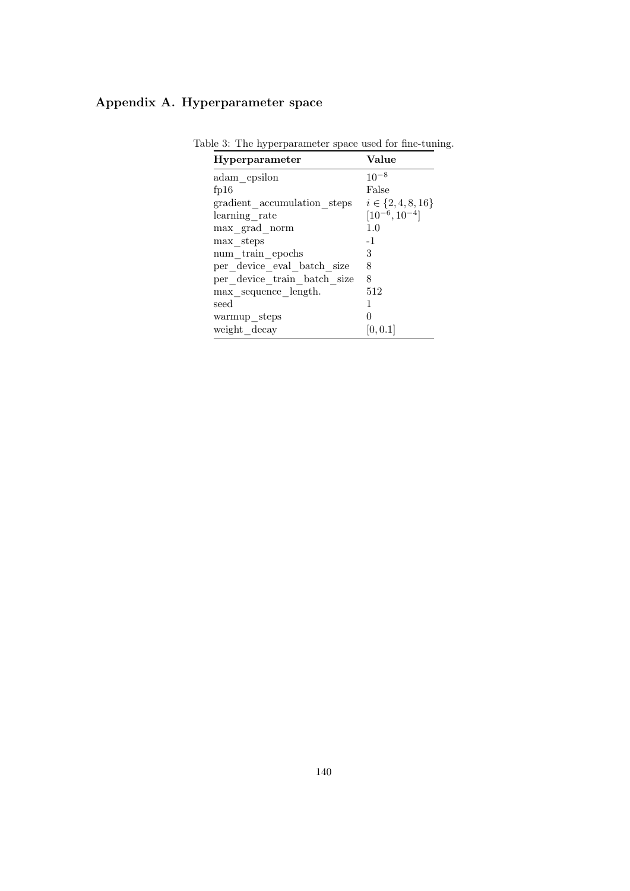## Appendix A. Hyperparameter space

Table 3: The hyperparameter space used for fine-tuning.

| Hyperparameter | Value |
| --- | --- |
| adam_epsilon | $10^{-8}$ |
| fp16 | False |
| gradient_accumulation_steps | $i \in \{2, 4, 8, 16\}$ |
| learning_rate | $[10^{-6}, 10^{-4}]$ |
| max_grad_norm | 1.0 |
| max_steps | -1 |
| num_train_epochs | 3 |
| per_device_eval_batch_size | 8 |
| per_device_train_batch_size | 8 |
| max_sequence_length. | 512 |
| seed | 1 |
| warmup_steps | 0 |
| weight_decay | $[0, 0.1]$ |